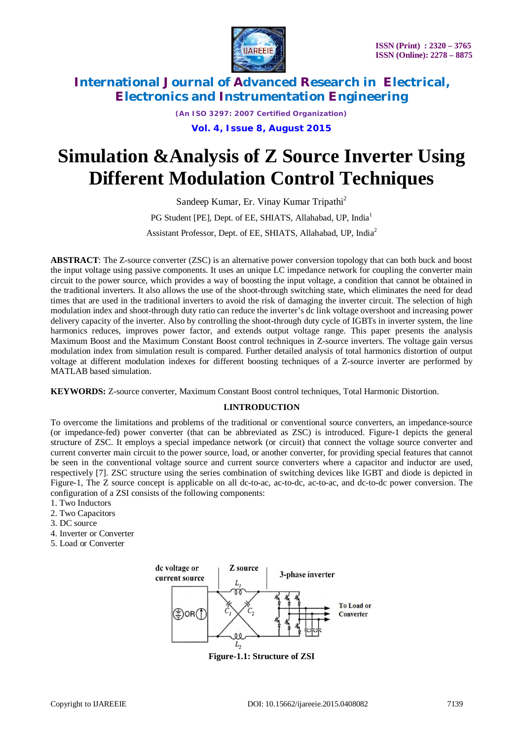# Simulation &Analysis of Z Source Inverter Using Different Modulation Control Techniques

Sandeep Kumar, Er. Vinay Kumar Tripathi[2]

PG Student [PE], Dept. of EE, SHIATS, Allahabad, UP, India[1]

Assistant Professor, Dept. of EE, SHIATS, Allahabad, UP, India[2]

**ABSTRACT**: The Z-source converter (ZSC) is an alternative power conversion topology that can both buck and boost the input voltage using passive components. It uses an unique LC impedance network for coupling the converter main circuit to the power source, which provides a way of boosting the input voltage, a condition that cannot be obtained in the traditional inverters. It also allows the use of the shoot-through switching state, which eliminates the need for dead times that are used in the traditional inverters to avoid the risk of damaging the inverter circuit. The selection of high modulation index and shoot-through duty ratio can reduce the inverter's dc link voltage overshoot and increasing power delivery capacity of the inverter. Also by controlling the shoot-through duty cycle of IGBTs in inverter system, the line harmonics reduces, improves power factor, and extends output voltage range. This paper presents the analysis Maximum Boost and the Maximum Constant Boost control techniques in Z-source inverters. The voltage gain versus modulation index from simulation result is compared. Further detailed analysis of total harmonics distortion of output voltage at different modulation indexes for different boosting techniques of a Z-source inverter are performed by MATLAB based simulation.

**KEYWORDS:** Z-source converter, Maximum Constant Boost control techniques, Total Harmonic Distortion.

## I.INTRODUCTION

To overcome the limitations and problems of the traditional or conventional source converters, an impedance-source (or impedance-fed) power converter (that can be abbreviated as ZSC) is introduced. Figure-1 depicts the general structure of ZSC. It employs a special impedance network (or circuit) that connect the voltage source converter and current converter main circuit to the power source, load, or another converter, for providing special features that cannot be seen in the conventional voltage source and current source converters where a capacitor and inductor are used, respectively [7]. ZSC structure using the series combination of switching devices like IGBT and diode is depicted in Figure-1, The Z source concept is applicable on all dc-to-ac, ac-to-dc, ac-to-ac, and dc-to-dc power conversion. The configuration of a ZSI consists of the following components:

1. Two Inductors
2. Two Capacitors
3. DC source
4. Inverter or Converter
5. Load or Converter

**Figure-1.1: Structure of ZSI**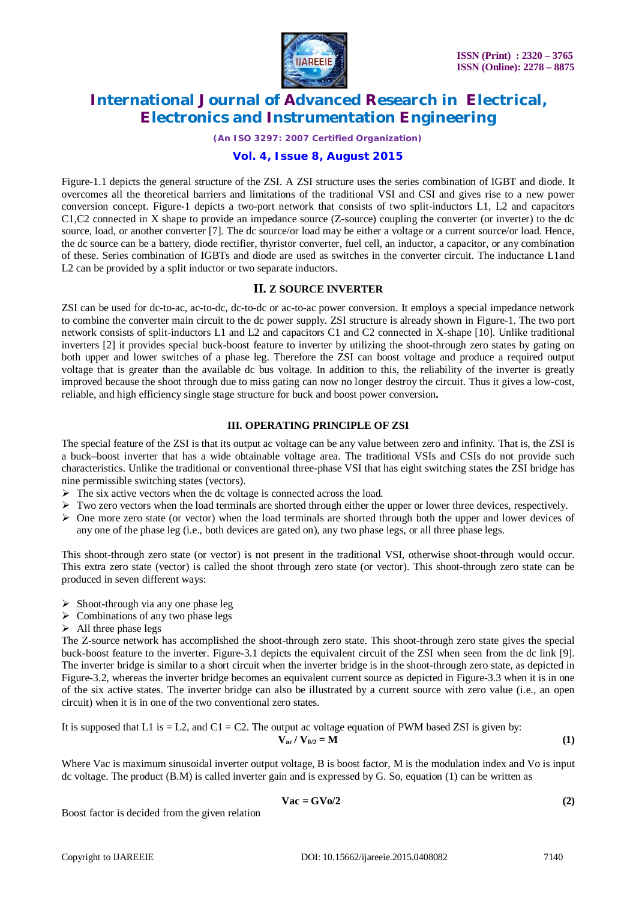Figure-1.1 depicts the general structure of the ZSI. A ZSI structure uses the series combination of IGBT and diode. It overcomes all the theoretical barriers and limitations of the traditional VSI and CSI and gives rise to a new power conversion concept. Figure-1 depicts a two-port network that consists of two split-inductors L1, L2 and capacitors C1,C2 connected in X shape to provide an impedance source (Z-source) coupling the converter (or inverter) to the dc source, load, or another converter [7]. The dc source/or load may be either a voltage or a current source/or load. Hence, the dc source can be a battery, diode rectifier, thyristor converter, fuel cell, an inductor, a capacitor, or any combination of these. Series combination of IGBTs and diode are used as switches in the converter circuit. The inductance L1and L2 can be provided by a split inductor or two separate inductors.

## II. Z SOURCE INVERTER

ZSI can be used for dc-to-ac, ac-to-dc, dc-to-dc or ac-to-ac power conversion. It employs a special impedance network to combine the converter main circuit to the dc power supply. ZSI structure is already shown in Figure-1. The two port network consists of split-inductors L1 and L2 and capacitors C1 and C2 connected in X-shape [10]. Unlike traditional inverters [2] it provides special buck-boost feature to inverter by utilizing the shoot-through zero states by gating on both upper and lower switches of a phase leg. Therefore the ZSI can boost voltage and produce a required output voltage that is greater than the available dc bus voltage. In addition to this, the reliability of the inverter is greatly improved because the shoot through due to miss gating can now no longer destroy the circuit. Thus it gives a low-cost, reliable, and high efficiency single stage structure for buck and boost power conversion**.**

## III. OPERATING PRINCIPLE OF ZSI

The special feature of the ZSI is that its output ac voltage can be any value between zero and infinity. That is, the ZSI is a buck–boost inverter that has a wide obtainable voltage area. The traditional VSIs and CSIs do not provide such characteristics. Unlike the traditional or conventional three-phase VSI that has eight switching states the ZSI bridge has nine permissible switching states (vectors).

- The six active vectors when the dc voltage is connected across the load.
- Two zero vectors when the load terminals are shorted through either the upper or lower three devices, respectively.
- One more zero state (or vector) when the load terminals are shorted through both the upper and lower devices of any one of the phase leg (i.e., both devices are gated on), any two phase legs, or all three phase legs.

This shoot-through zero state (or vector) is not present in the traditional VSI, otherwise shoot-through would occur. This extra zero state (vector) is called the shoot through zero state (or vector). This shoot-through zero state can be produced in seven different ways:

- Shoot-through via any one phase leg
- Combinations of any two phase legs
- All three phase legs

The Z-source network has accomplished the shoot-through zero state. This shoot-through zero state gives the special buck-boost feature to the inverter. Figure-3.1 depicts the equivalent circuit of the ZSI when seen from the dc link [9]. The inverter bridge is similar to a short circuit when the inverter bridge is in the shoot-through zero state, as depicted in Figure-3.2, whereas the inverter bridge becomes an equivalent current source as depicted in Figure-3.3 when it is in one of the six active states. The inverter bridge can also be illustrated by a current source with zero value (i.e., an open circuit) when it is in one of the two conventional zero states.

It is supposed that L1 is = L2, and C1 = C2. The output ac voltage equation of PWM based ZSI is given by:

$$V_{ac} / V_{0/2} = M \quad \textbf{(1)}$$

Where Vac is maximum sinusoidal inverter output voltage, B is boost factor, M is the modulation index and Vo is input dc voltage. The product (B.M) is called inverter gain and is expressed by G. So, equation (1) can be written as

$$Vac = GVo/2 \quad \textbf{(2)}$$

Boost factor is decided from the given relation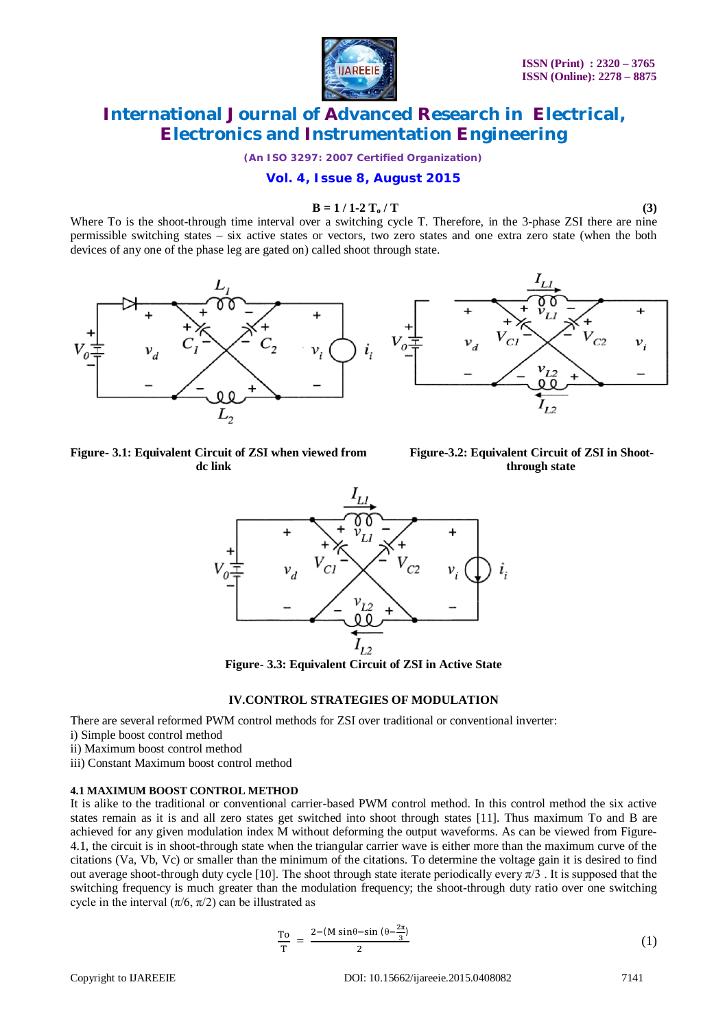$$B = 1 / 1\text{-}2\, T_o / T \tag{3}$$

Where To is the shoot-through time interval over a switching cycle T. Therefore, in the 3-phase ZSI there are nine permissible switching states – six active states or vectors, two zero states and one extra zero state (when the both devices of any one of the phase leg are gated on) called shoot through state.

**Figure- 3.1: Equivalent Circuit of ZSI when viewed from dc link**

**Figure-3.2: Equivalent Circuit of ZSI in Shoot-through state**

**Figure- 3.3: Equivalent Circuit of ZSI in Active State**

## IV.CONTROL STRATEGIES OF MODULATION

There are several reformed PWM control methods for ZSI over traditional or conventional inverter:

i) Simple boost control method  
ii) Maximum boost control method  
iii) Constant Maximum boost control method

### 4.1 MAXIMUM BOOST CONTROL METHOD

It is alike to the traditional or conventional carrier-based PWM control method. In this control method the six active states remain as it is and all zero states get switched into shoot through states [11]. Thus maximum To and B are achieved for any given modulation index M without deforming the output waveforms. As can be viewed from Figure-4.1, the circuit is in shoot-through state when the triangular carrier wave is either more than the maximum curve of the citations (Va, Vb, Vc) or smaller than the minimum of the citations. To determine the voltage gain it is desired to find out average shoot-through duty cycle [10]. The shoot through state iterate periodically every $\pi/3$ . It is supposed that the switching frequency is much greater than the modulation frequency; the shoot-through duty ratio over one switching cycle in the interval ($\pi/6$, $\pi/2$) can be illustrated as

$$\frac{T_o}{T} = \frac{2-(M \sin\theta - \sin\left(\theta - \frac{2\pi}{3}\right)}{2} \tag{1}$$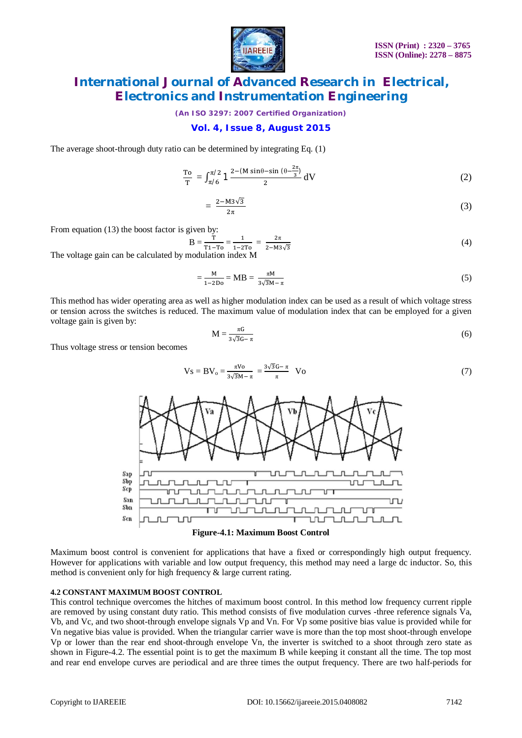The average shoot-through duty ratio can be determined by integrating Eq. (1)

$$\frac{To}{T} = \int_{\pi/6}^{\pi/2} 1 \, \frac{2-(M\sin\theta - \sin\left(\theta - \frac{2\pi}{3}\right)}{2} \, dV \tag{2}$$

$$= \frac{2-M3\sqrt{3}}{2\pi} \tag{3}$$

From equation (13) the boost factor is given by:

$$B = \frac{T}{T1-To} = \frac{1}{1-2To} = \frac{2\pi}{2-M3\sqrt{3}} \tag{4}$$

The voltage gain can be calculated by modulation index M

$$= \frac{M}{1-2Do} = MB = \frac{\pi M}{3\sqrt{3}M-\pi} \tag{5}$$

This method has wider operating area as well as higher modulation index can be used as a result of which voltage stress or tension across the switches is reduced. The maximum value of modulation index that can be employed for a given voltage gain is given by:

$$M = \frac{\pi G}{3\sqrt{3}G-\pi} \tag{6}$$

Thus voltage stress or tension becomes

$$Vs = BV_o = \frac{\pi Vo}{3\sqrt{3}M-\pi} = \frac{3\sqrt{3}G-\pi}{\pi} \; Vo \tag{7}$$

**Figure-4.1: Maximum Boost Control**

Maximum boost control is convenient for applications that have a fixed or correspondingly high output frequency. However for applications with variable and low output frequency, this method may need a large dc inductor. So, this method is convenient only for high frequency & large current rating.

### 4.2 CONSTANT MAXIMUM BOOST CONTROL

This control technique overcomes the hitches of maximum boost control. In this method low frequency current ripple are removed by using constant duty ratio. This method consists of five modulation curves -three reference signals Va, Vb, and Vc, and two shoot-through envelope signals Vp and Vn. For Vp some positive bias value is provided while for Vn negative bias value is provided. When the triangular carrier wave is more than the top most shoot-through envelope Vp or lower than the rear end shoot-through envelope Vn, the inverter is switched to a shoot through zero state as shown in Figure-4.2. The essential point is to get the maximum B while keeping it constant all the time. The top most and rear end envelope curves are periodical and are three times the output frequency. There are two half-periods for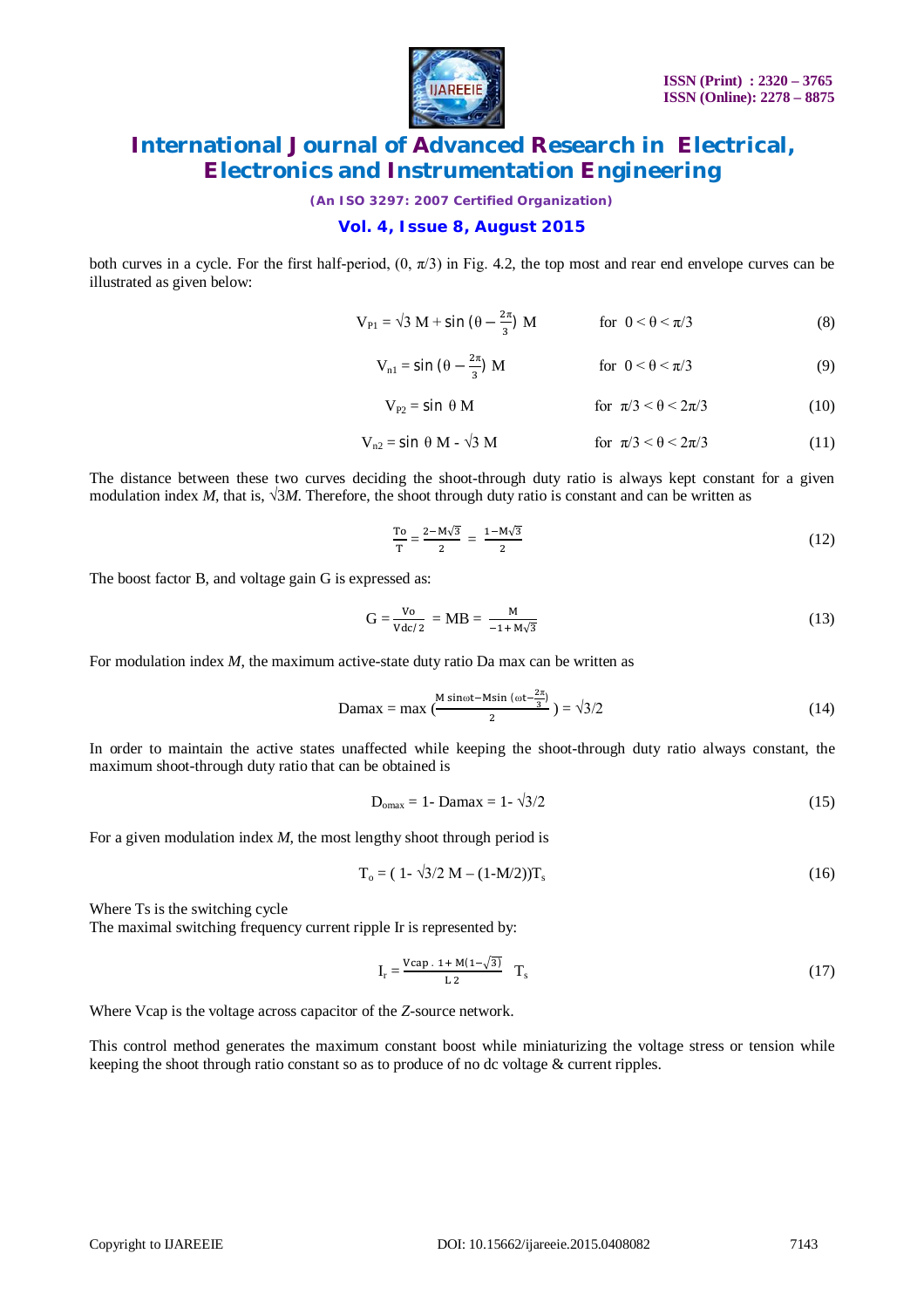both curves in a cycle. For the first half-period, $(0, \pi/3)$ in Fig. 4.2, the top most and rear end envelope curves can be illustrated as given below:

$$V_{P1} = \sqrt{3}\,M + \sin\left(\theta - \frac{2\pi}{3}\right) M \qquad \text{for } 0 < \theta < \pi/3 \tag{8}$$

$$V_{n1} = \sin\left(\theta - \frac{2\pi}{3}\right) M \qquad \text{for } 0 < \theta < \pi/3 \tag{9}$$

$$V_{P2} = \sin\,\theta\, M \qquad \text{for } \pi/3 < \theta < 2\pi/3 \tag{10}$$

$$V_{n2} = \sin\,\theta\, M - \sqrt{3}\,M \qquad \text{for } \pi/3 < \theta < 2\pi/3 \tag{11}$$

The distance between these two curves deciding the shoot-through duty ratio is always kept constant for a given modulation index $M$, that is, $\sqrt{3}M$. Therefore, the shoot through duty ratio is constant and can be written as

$$\frac{To}{T} = \frac{2 - M\sqrt{3}}{2} = \frac{1 - M\sqrt{3}}{2} \tag{12}$$

The boost factor B, and voltage gain G is expressed as:

$$G = \frac{Vo}{Vdc/2} = MB = \frac{M}{-1 + M\sqrt{3}} \tag{13}$$

For modulation index $M$, the maximum active-state duty ratio Da max can be written as

$$\text{Damax} = \max\left(\frac{M\sin\omega t - M\sin\left(\omega t - \frac{2\pi}{3}\right)}{2}\right) = \sqrt{3}/2 \tag{14}$$

In order to maintain the active states unaffected while keeping the shoot-through duty ratio always constant, the maximum shoot-through duty ratio that can be obtained is

$$D_{omax} = 1 - \text{Damax} = 1 - \sqrt{3}/2 \tag{15}$$

For a given modulation index $M$, the most lengthy shoot through period is

$$T_o = \left(1 - \sqrt{3}/2\, M - (1 - M/2)\right) T_s \tag{16}$$

Where Ts is the switching cycle

The maximal switching frequency current ripple Ir is represented by:

$$I_r = \frac{Vcap\,.\,1 + M(1 - \sqrt{3})}{L\,2}\;T_s \tag{17}$$

Where Vcap is the voltage across capacitor of the *Z*-source network.

This control method generates the maximum constant boost while miniaturizing the voltage stress or tension while keeping the shoot through ratio constant so as to produce of no dc voltage & current ripples.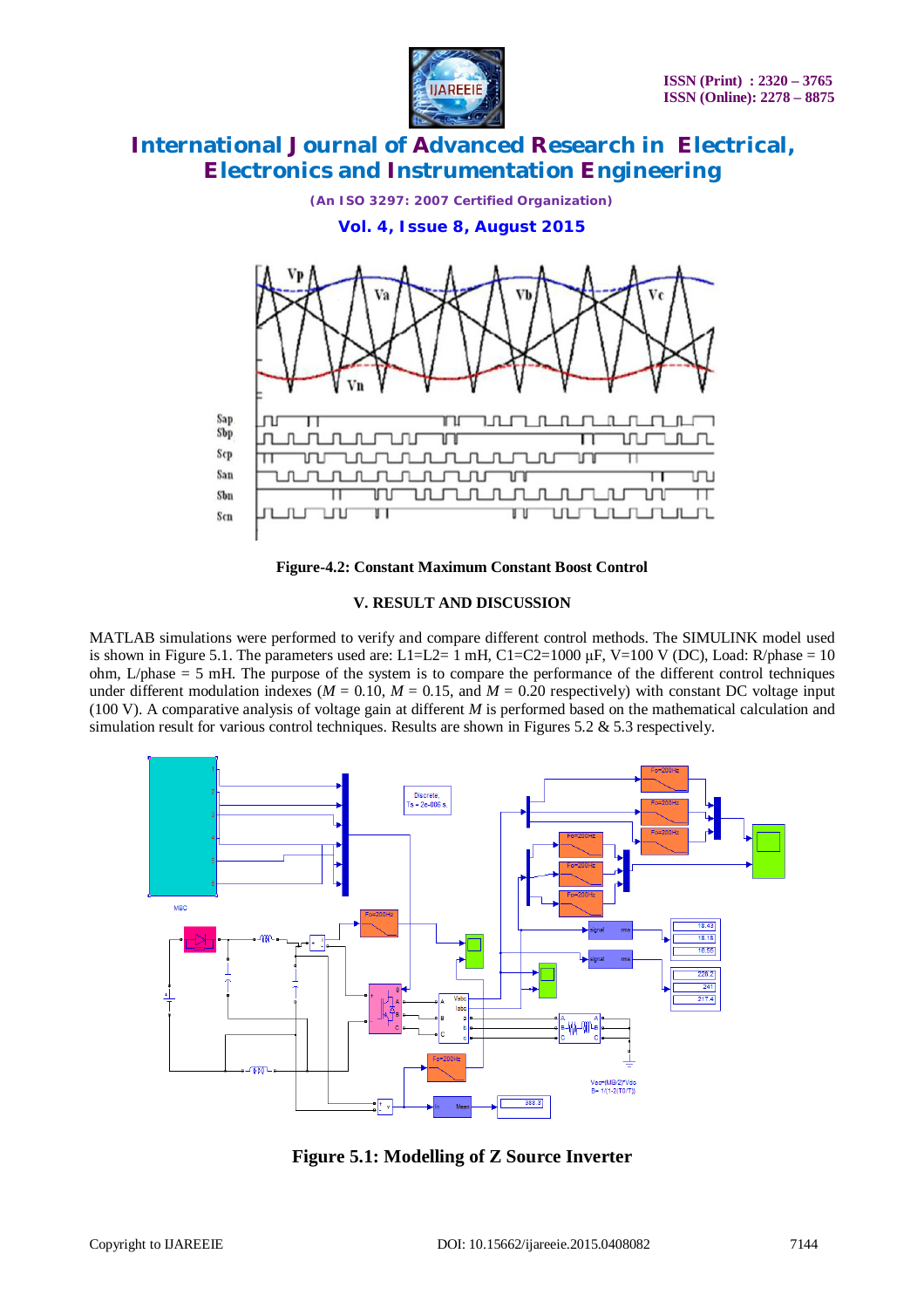Figure-4.2: Constant Maximum Constant Boost Control

## V. RESULT AND DISCUSSION

MATLAB simulations were performed to verify and compare different control methods. The SIMULINK model used is shown in Figure 5.1. The parameters used are: L1=L2= 1 mH, C1=C2=1000 µF, V=100 V (DC), Load: R/phase = 10 ohm, L/phase = 5 mH. The purpose of the system is to compare the performance of the different control techniques under different modulation indexes (*M* = 0.10, *M* = 0.15, and *M* = 0.20 respectively) with constant DC voltage input (100 V). A comparative analysis of voltage gain at different *M* is performed based on the mathematical calculation and simulation result for various control techniques. Results are shown in Figures 5.2 & 5.3 respectively.

**Figure 5.1: Modelling of Z Source Inverter**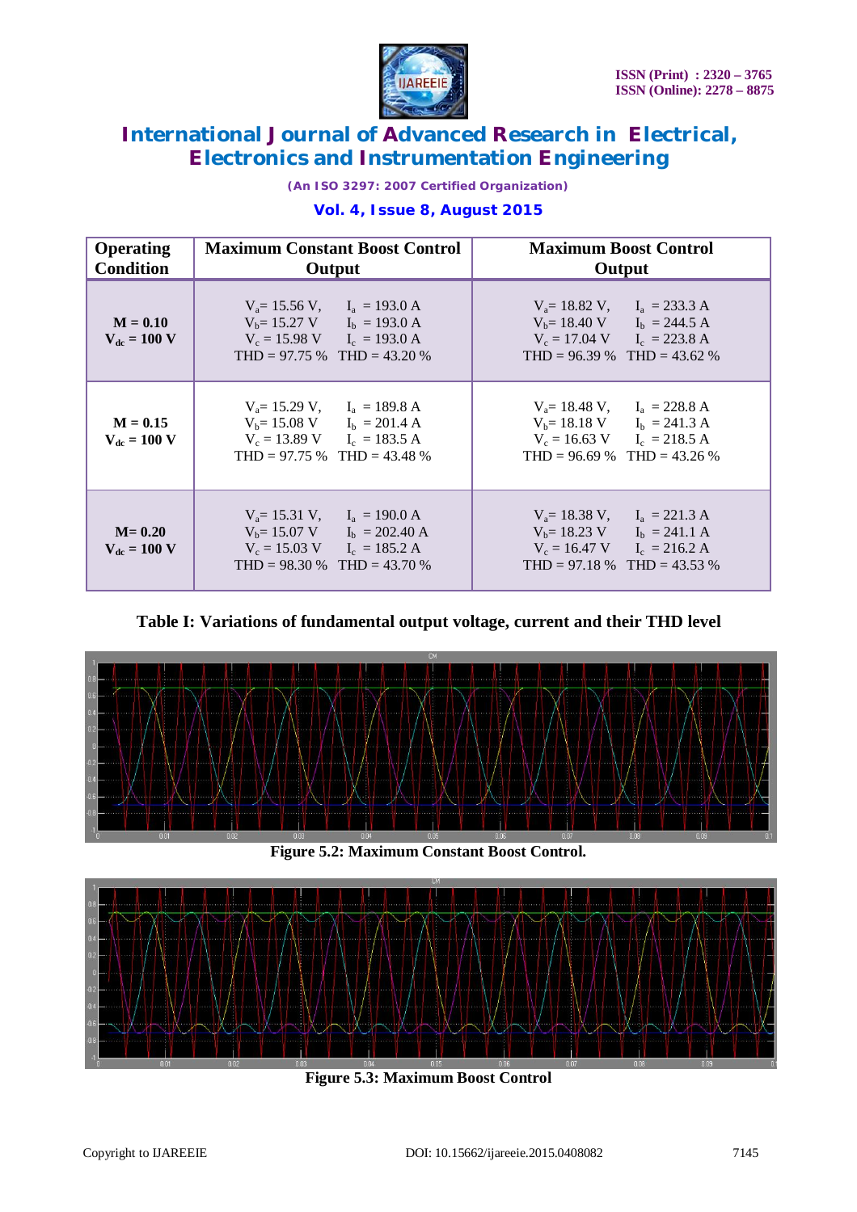| Operating Condition | Maximum Constant Boost Control Output | Maximum Boost Control Output |
|---|---|---|
| $M = 0.10$ $V_{dc} = 100$ V | $V_a$= 15.56 V, $I_a$ = 193.0 A<br>$V_b$= 15.27 V $I_b$ = 193.0 A<br>$V_c$ = 15.98 V $I_c$ = 193.0 A<br>THD = 97.75 % THD = 43.20 % | $V_a$= 18.82 V, $I_a$ = 233.3 A<br>$V_b$= 18.40 V $I_b$ = 244.5 A<br>$V_c$ = 17.04 V $I_c$ = 223.8 A<br>THD = 96.39 % THD = 43.62 % |
| $M = 0.15$ $V_{dc} = 100$ V | $V_a$= 15.29 V, $I_a$ = 189.8 A<br>$V_b$= 15.08 V $I_b$ = 201.4 A<br>$V_c$ = 13.89 V $I_c$ = 183.5 A<br>THD = 97.75 % THD = 43.48 % | $V_a$= 18.48 V, $I_a$ = 228.8 A<br>$V_b$= 18.18 V $I_b$ = 241.3 A<br>$V_c$ = 16.63 V $I_c$ = 218.5 A<br>THD = 96.69 % THD = 43.26 % |
| $M= 0.20$ $V_{dc} = 100$ V | $V_a$= 15.31 V, $I_a$ = 190.0 A<br>$V_b$= 15.07 V $I_b$ = 202.40 A<br>$V_c$ = 15.03 V $I_c$ = 185.2 A<br>THD = 98.30 % THD = 43.70 % | $V_a$= 18.38 V, $I_a$ = 221.3 A<br>$V_b$= 18.23 V $I_b$ = 241.1 A<br>$V_c$ = 16.47 V $I_c$ = 216.2 A<br>THD = 97.18 % THD = 43.53 % |

**Table I: Variations of fundamental output voltage, current and their THD level**

**Figure 5.2: Maximum Constant Boost Control.**

**Figure 5.3: Maximum Boost Control**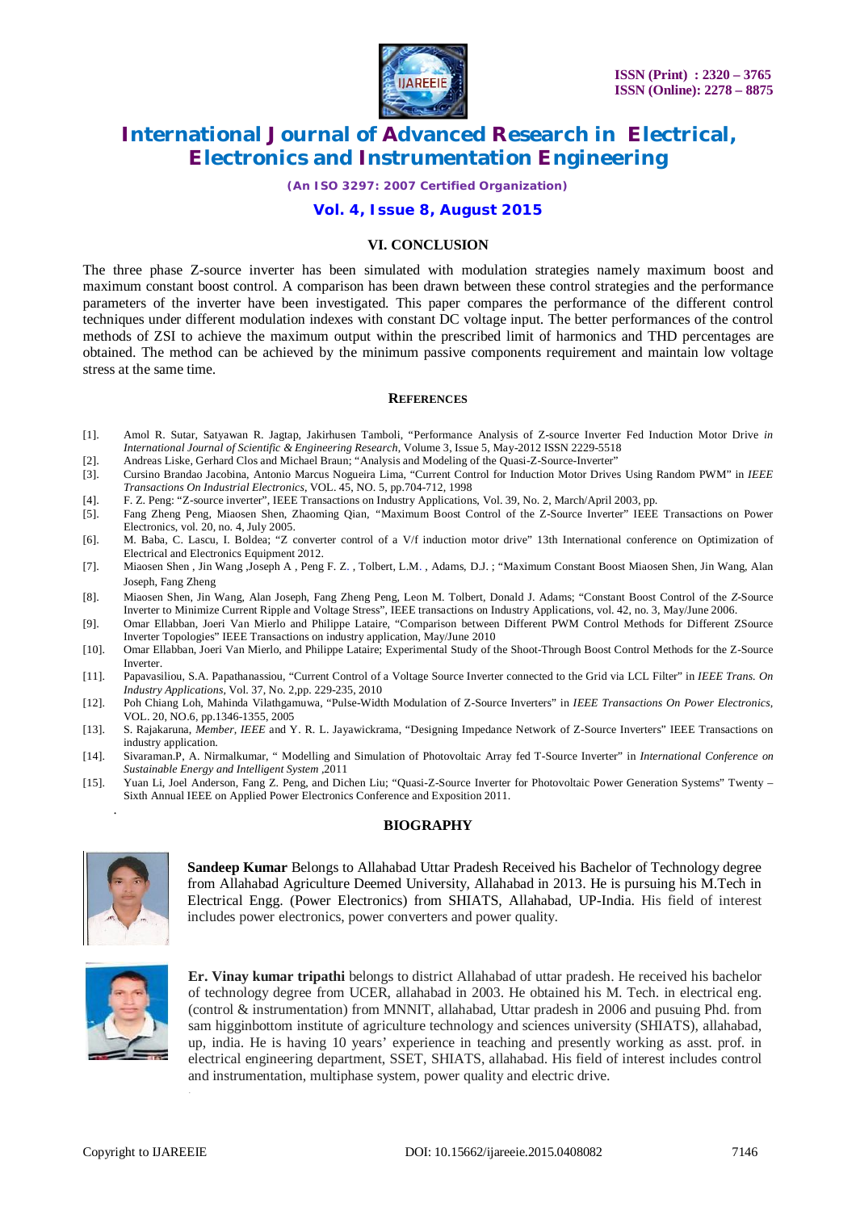## VI. CONCLUSION

The three phase Z-source inverter has been simulated with modulation strategies namely maximum boost and maximum constant boost control. A comparison has been drawn between these control strategies and the performance parameters of the inverter have been investigated. This paper compares the performance of the different control techniques under different modulation indexes with constant DC voltage input. The better performances of the control methods of ZSI to achieve the maximum output within the prescribed limit of harmonics and THD percentages are obtained. The method can be achieved by the minimum passive components requirement and maintain low voltage stress at the same time.

## REFERENCES

[1]. Amol R. Sutar, Satyawan R. Jagtap, Jakirhusen Tamboli, "Performance Analysis of Z-source Inverter Fed Induction Motor Drive *in International Journal of Scientific & Engineering Research*, Volume 3, Issue 5, May-2012 ISSN 2229-5518

[2]. Andreas Liske, Gerhard Clos and Michael Braun; "Analysis and Modeling of the Quasi-Z-Source-Inverter"

[3]. Cursino Brandao Jacobina, Antonio Marcus Nogueira Lima, "Current Control for Induction Motor Drives Using Random PWM" in *IEEE Transactions On Industrial Electronics*, VOL. 45, NO. 5, pp.704-712, 1998

[4]. F. Z. Peng: "Z-source inverter", IEEE Transactions on Industry Applications, Vol. 39, No. 2, March/April 2003, pp.

[5]. Fang Zheng Peng, Miaosen Shen, Zhaoming Qian, "Maximum Boost Control of the Z-Source Inverter" IEEE Transactions on Power Electronics, vol. 20, no. 4, July 2005.

[6]. M. Baba, C. Lascu, I. Boldea; "Z converter control of a V/f induction motor drive" 13th International conference on Optimization of Electrical and Electronics Equipment 2012.

[7]. Miaosen Shen , Jin Wang ,Joseph A , Peng F. Z. , Tolbert, L.M. , Adams, D.J. ; "Maximum Constant Boost Miaosen Shen, Jin Wang, Alan Joseph, Fang Zheng

[8]. Miaosen Shen, Jin Wang, Alan Joseph, Fang Zheng Peng, Leon M. Tolbert, Donald J. Adams; "Constant Boost Control of the Z-Source Inverter to Minimize Current Ripple and Voltage Stress", IEEE transactions on Industry Applications, vol. 42, no. 3, May/June 2006.

[9]. Omar Ellabban, Joeri Van Mierlo and Philippe Lataire, "Comparison between Different PWM Control Methods for Different ZSource Inverter Topologies" IEEE Transactions on industry application, May/June 2010

[10]. Omar Ellabban, Joeri Van Mierlo, and Philippe Lataire; Experimental Study of the Shoot-Through Boost Control Methods for the Z-Source Inverter.

[11]. Papavasiliou, S.A. Papathanassiou, "Current Control of a Voltage Source Inverter connected to the Grid via LCL Filter" in *IEEE Trans. On Industry Applications*, Vol. 37, No. 2,pp. 229-235, 2010

[12]. Poh Chiang Loh, Mahinda Vilathgamuwa, "Pulse-Width Modulation of Z-Source Inverters" in *IEEE Transactions On Power Electronics*, VOL. 20, NO.6, pp.1346-1355, 2005

[13]. S. Rajakaruna, *Member, IEEE* and Y. R. L. Jayawickrama, "Designing Impedance Network of Z-Source Inverters" IEEE Transactions on industry application.

[14]. Sivaraman.P, A. Nirmalkumar, " Modelling and Simulation of Photovoltaic Array fed T-Source Inverter" in *International Conference on Sustainable Energy and Intelligent System* ,2011

[15]. Yuan Li, Joel Anderson, Fang Z. Peng, and Dichen Liu; "Quasi-Z-Source Inverter for Photovoltaic Power Generation Systems" Twenty – Sixth Annual IEEE on Applied Power Electronics Conference and Exposition 2011.

## BIOGRAPHY

**Sandeep Kumar** Belongs to Allahabad Uttar Pradesh Received his Bachelor of Technology degree from Allahabad Agriculture Deemed University, Allahabad in 2013. He is pursuing his M.Tech in Electrical Engg. (Power Electronics) from SHIATS, Allahabad, UP-India. His field of interest includes power electronics, power converters and power quality.

**Er. Vinay kumar tripathi** belongs to district Allahabad of uttar pradesh. He received his bachelor of technology degree from UCER, allahabad in 2003. He obtained his M. Tech. in electrical eng. (control & instrumentation) from MNNIT, allahabad, Uttar pradesh in 2006 and pusuing Phd. from sam higginbottom institute of agriculture technology and sciences university (SHIATS), allahabad, up, india. He is having 10 years' experience in teaching and presently working as asst. prof. in electrical engineering department, SSET, SHIATS, allahabad. His field of interest includes control and instrumentation, multiphase system, power quality and electric drive.